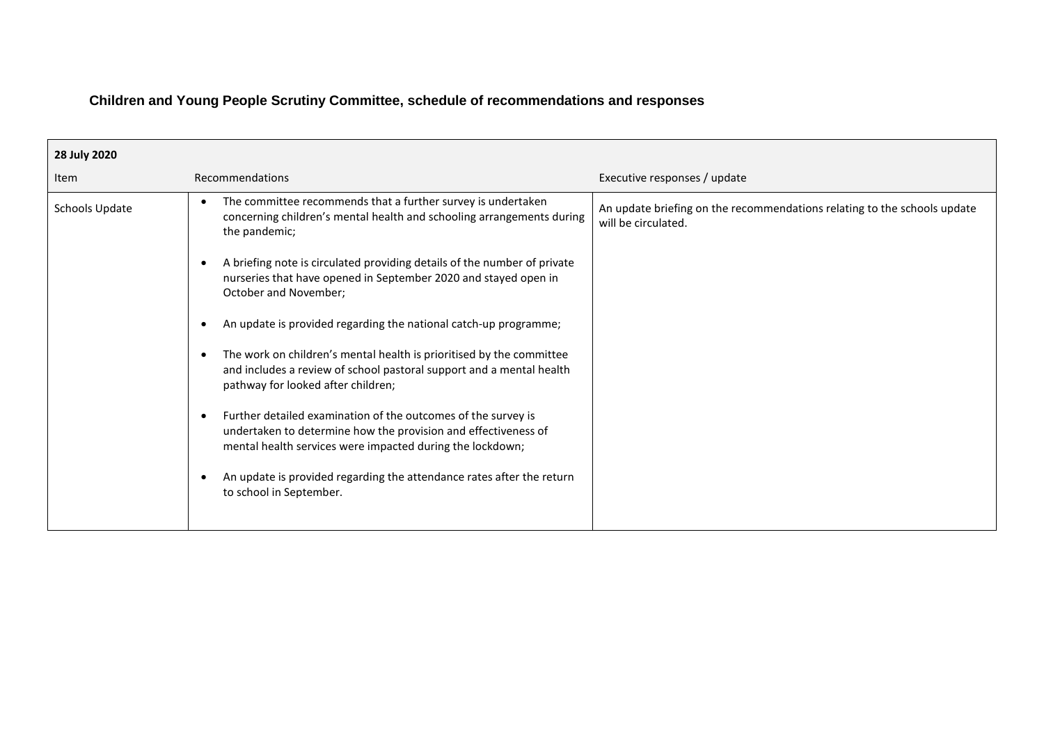## Children and Young People Scrutiny Committee, schedule of recommendations and responses

| **28 July 2020** | | |
|---|---|---|
| Item | Recommendations | Executive responses / update |
| Schools Update | • The committee recommends that a further survey is undertaken concerning children's mental health and schooling arrangements during the pandemic;<br><br>• A briefing note is circulated providing details of the number of private nurseries that have opened in September 2020 and stayed open in October and November;<br><br>• An update is provided regarding the national catch-up programme;<br><br>• The work on children's mental health is prioritised by the committee and includes a review of school pastoral support and a mental health pathway for looked after children;<br><br>• Further detailed examination of the outcomes of the survey is undertaken to determine how the provision and effectiveness of mental health services were impacted during the lockdown;<br><br>• An update is provided regarding the attendance rates after the return to school in September. | An update briefing on the recommendations relating to the schools update will be circulated. |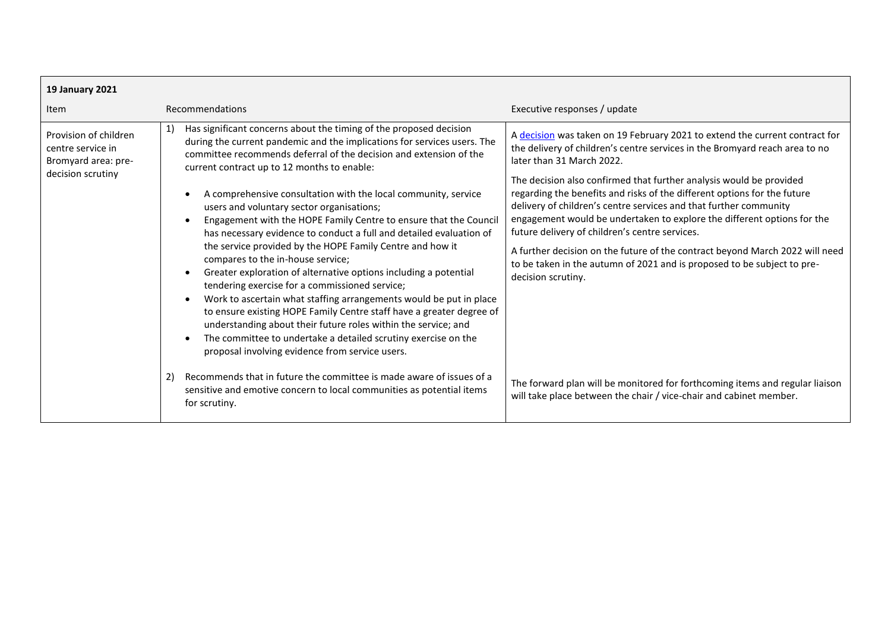| 19 January 2021 | | |
| --- | --- | --- |
| Item | Recommendations | Executive responses / update |
| Provision of children centre service in Bromyard area: pre-decision scrutiny | 1) Has significant concerns about the timing of the proposed decision during the current pandemic and the implications for services users. The committee recommends deferral of the decision and extension of the current contract up to 12 months to enable:<br><br>• A comprehensive consultation with the local community, service users and voluntary sector organisations;<br>• Engagement with the HOPE Family Centre to ensure that the Council has necessary evidence to conduct a full and detailed evaluation of the service provided by the HOPE Family Centre and how it compares to the in-house service;<br>• Greater exploration of alternative options including a potential tendering exercise for a commissioned service;<br>• Work to ascertain what staffing arrangements would be put in place to ensure existing HOPE Family Centre staff have a greater degree of understanding about their future roles within the service; and<br>• The committee to undertake a detailed scrutiny exercise on the proposal involving evidence from service users. | A decision was taken on 19 February 2021 to extend the current contract for the delivery of children's centre services in the Bromyard reach area to no later than 31 March 2022.<br><br>The decision also confirmed that further analysis would be provided regarding the benefits and risks of the different options for the future delivery of children's centre services and that further community engagement would be undertaken to explore the different options for the future delivery of children's centre services.<br><br>A further decision on the future of the contract beyond March 2022 will need to be taken in the autumn of 2021 and is proposed to be subject to pre-decision scrutiny. |
| | 2) Recommends that in future the committee is made aware of issues of a sensitive and emotive concern to local communities as potential items for scrutiny. | The forward plan will be monitored for forthcoming items and regular liaison will take place between the chair / vice-chair and cabinet member. |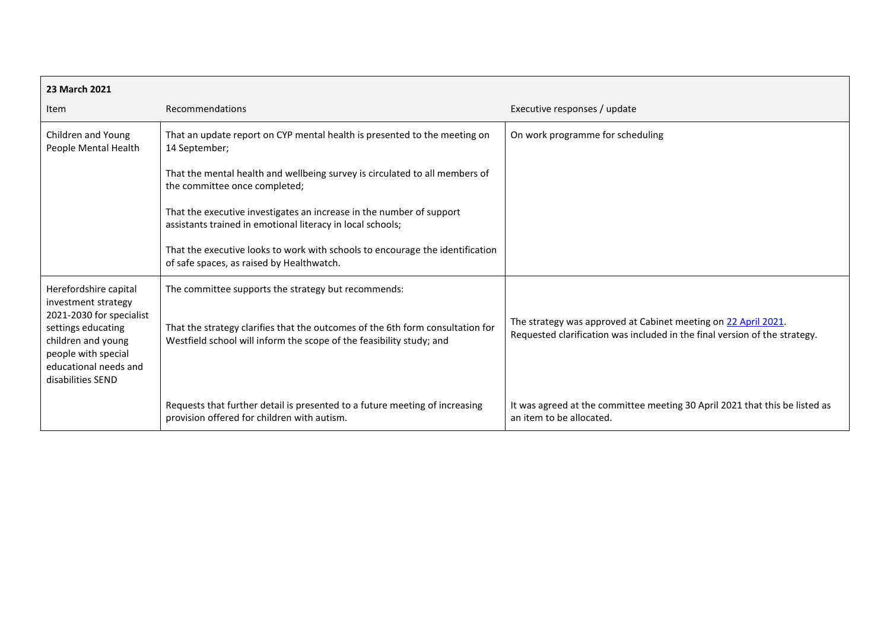| **23 March 2021** | | |
|---|---|---|
| Item | Recommendations | Executive responses / update |
| Children and Young People Mental Health | That an update report on CYP mental health is presented to the meeting on 14 September;<br><br>That the mental health and wellbeing survey is circulated to all members of the committee once completed;<br><br>That the executive investigates an increase in the number of support assistants trained in emotional literacy in local schools;<br><br>That the executive looks to work with schools to encourage the identification of safe spaces, as raised by Healthwatch. | On work programme for scheduling |
| Herefordshire capital investment strategy 2021-2030 for specialist settings educating children and young people with special educational needs and disabilities SEND | The committee supports the strategy but recommends:<br><br>That the strategy clarifies that the outcomes of the 6th form consultation for Westfield school will inform the scope of the feasibility study; and | The strategy was approved at Cabinet meeting on 22 April 2021.<br>Requested clarification was included in the final version of the strategy. |
| | Requests that further detail is presented to a future meeting of increasing provision offered for children with autism. | It was agreed at the committee meeting 30 April 2021 that this be listed as an item to be allocated. |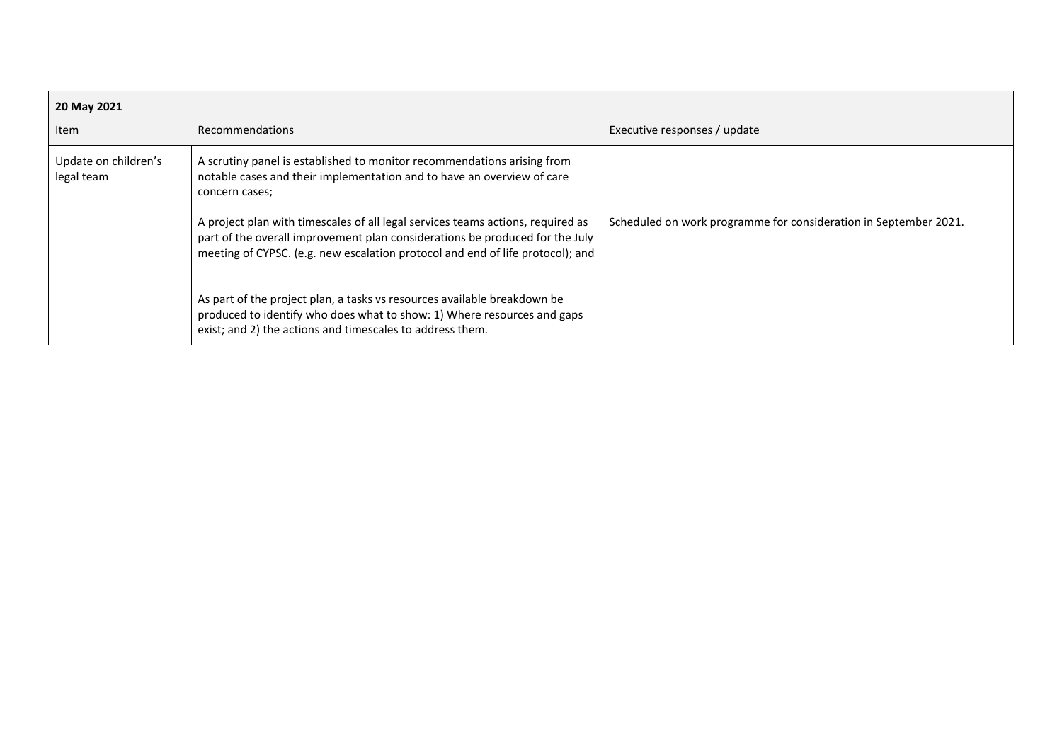| **20 May 2021** | | |
|---|---|---|
| Item | Recommendations | Executive responses / update |
| Update on children's legal team | A scrutiny panel is established to monitor recommendations arising from notable cases and their implementation and to have an overview of care concern cases;<br><br>A project plan with timescales of all legal services teams actions, required as part of the overall improvement plan considerations be produced for the July meeting of CYPSC. (e.g. new escalation protocol and end of life protocol); and<br><br>As part of the project plan, a tasks vs resources available breakdown be produced to identify who does what to show: 1) Where resources and gaps exist; and 2) the actions and timescales to address them. | Scheduled on work programme for consideration in September 2021. |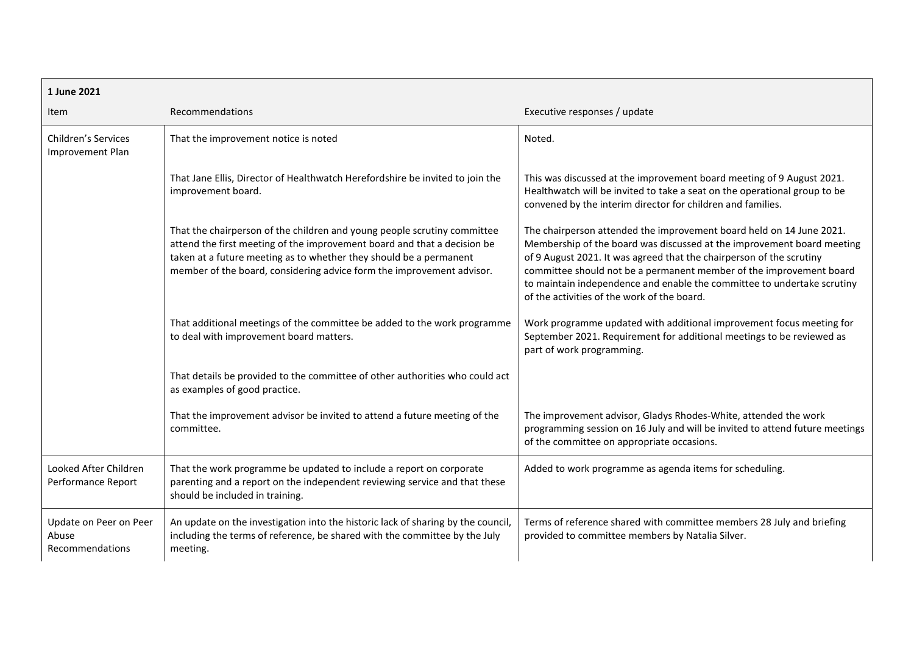| **1 June 2021** | | |
|---|---|---|
| Item | Recommendations | Executive responses / update |
| Children's Services Improvement Plan | That the improvement notice is noted | Noted. |
| | That Jane Ellis, Director of Healthwatch Herefordshire be invited to join the improvement board. | This was discussed at the improvement board meeting of 9 August 2021. Healthwatch will be invited to take a seat on the operational group to be convened by the interim director for children and families. |
| | That the chairperson of the children and young people scrutiny committee attend the first meeting of the improvement board and that a decision be taken at a future meeting as to whether they should be a permanent member of the board, considering advice form the improvement advisor. | The chairperson attended the improvement board held on 14 June 2021. Membership of the board was discussed at the improvement board meeting of 9 August 2021. It was agreed that the chairperson of the scrutiny committee should not be a permanent member of the improvement board to maintain independence and enable the committee to undertake scrutiny of the activities of the work of the board. |
| | That additional meetings of the committee be added to the work programme to deal with improvement board matters. | Work programme updated with additional improvement focus meeting for September 2021. Requirement for additional meetings to be reviewed as part of work programming. |
| | That details be provided to the committee of other authorities who could act as examples of good practice. | |
| | That the improvement advisor be invited to attend a future meeting of the committee. | The improvement advisor, Gladys Rhodes-White, attended the work programming session on 16 July and will be invited to attend future meetings of the committee on appropriate occasions. |
| Looked After Children Performance Report | That the work programme be updated to include a report on corporate parenting and a report on the independent reviewing service and that these should be included in training. | Added to work programme as agenda items for scheduling. |
| Update on Peer on Peer Abuse Recommendations | An update on the investigation into the historic lack of sharing by the council, including the terms of reference, be shared with the committee by the July meeting. | Terms of reference shared with committee members 28 July and briefing provided to committee members by Natalia Silver. |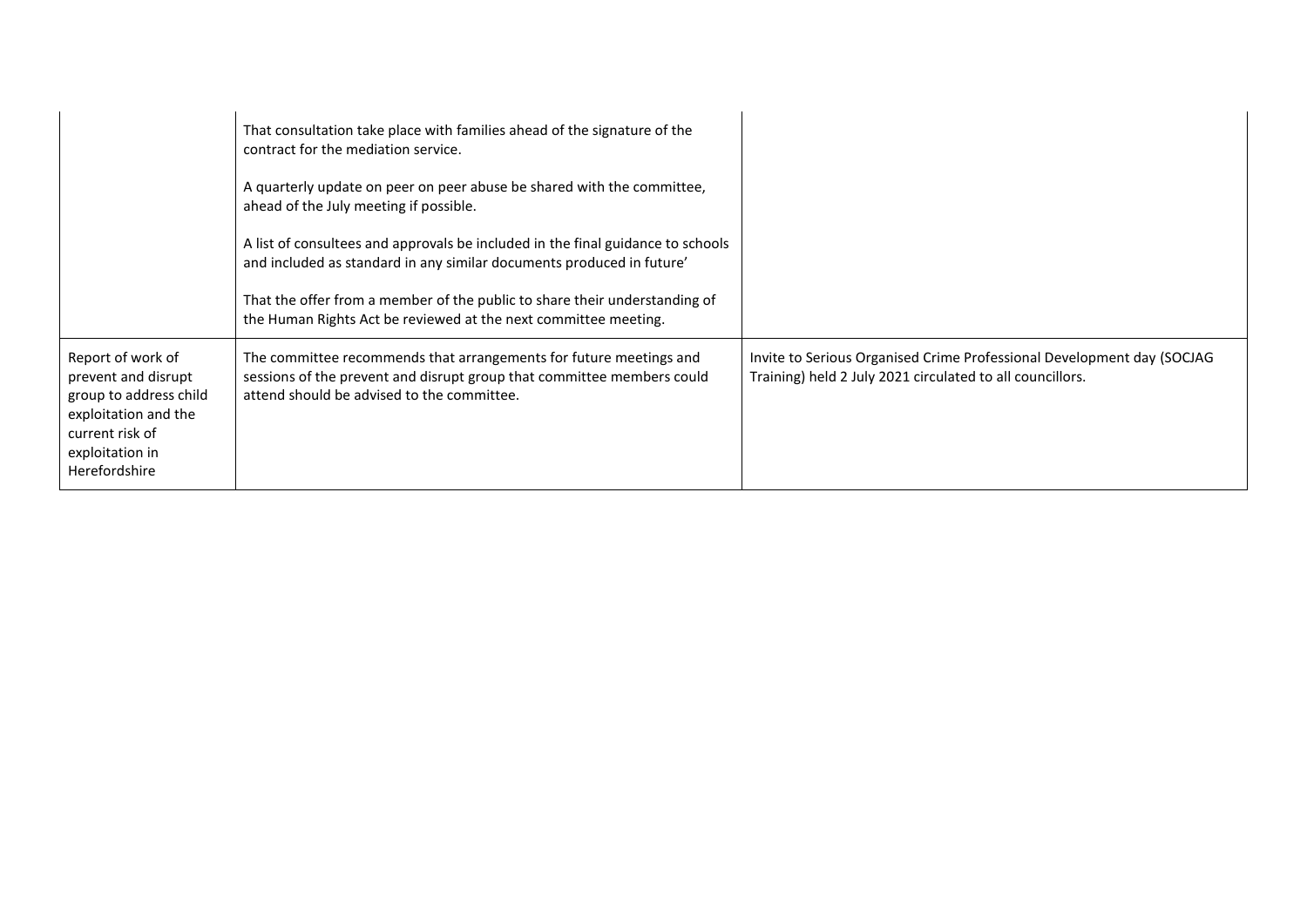| | | |
|---|---|---|
| | That consultation take place with families ahead of the signature of the contract for the mediation service.<br><br>A quarterly update on peer on peer abuse be shared with the committee, ahead of the July meeting if possible.<br><br>A list of consultees and approvals be included in the final guidance to schools and included as standard in any similar documents produced in future'<br><br>That the offer from a member of the public to share their understanding of the Human Rights Act be reviewed at the next committee meeting. | |
| Report of work of prevent and disrupt group to address child exploitation and the current risk of exploitation in Herefordshire | The committee recommends that arrangements for future meetings and sessions of the prevent and disrupt group that committee members could attend should be advised to the committee. | Invite to Serious Organised Crime Professional Development day (SOCJAG Training) held 2 July 2021 circulated to all councillors. |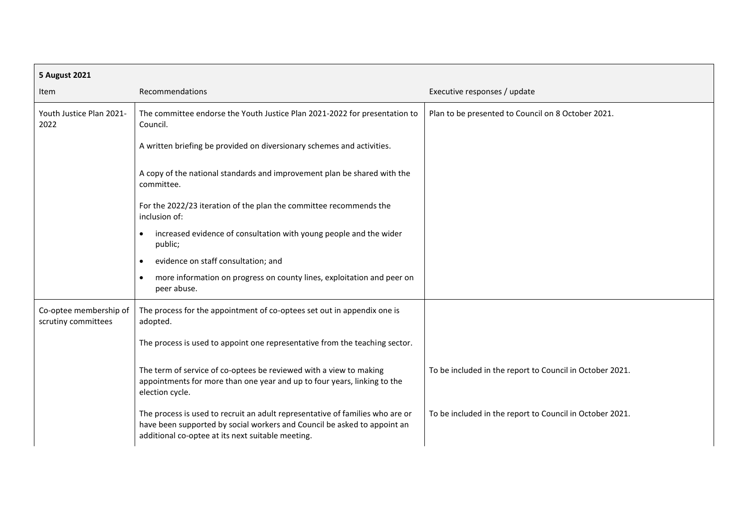| 5 August 2021 | | |
|---|---|---|
| Item | Recommendations | Executive responses / update |
| Youth Justice Plan 2021-2022 | The committee endorse the Youth Justice Plan 2021-2022 for presentation to Council. | Plan to be presented to Council on 8 October 2021. |
| | A written briefing be provided on diversionary schemes and activities. | |
| | A copy of the national standards and improvement plan be shared with the committee. | |
| | For the 2022/23 iteration of the plan the committee recommends the inclusion of:<br>• increased evidence of consultation with young people and the wider public;<br>• evidence on staff consultation; and<br>• more information on progress on county lines, exploitation and peer on peer abuse. | |
| Co-optee membership of scrutiny committees | The process for the appointment of co-optees set out in appendix one is adopted. | |
| | The process is used to appoint one representative from the teaching sector. | |
| | The term of service of co-optees be reviewed with a view to making appointments for more than one year and up to four years, linking to the election cycle. | To be included in the report to Council in October 2021. |
| | The process is used to recruit an adult representative of families who are or have been supported by social workers and Council be asked to appoint an additional co-optee at its next suitable meeting. | To be included in the report to Council in October 2021. |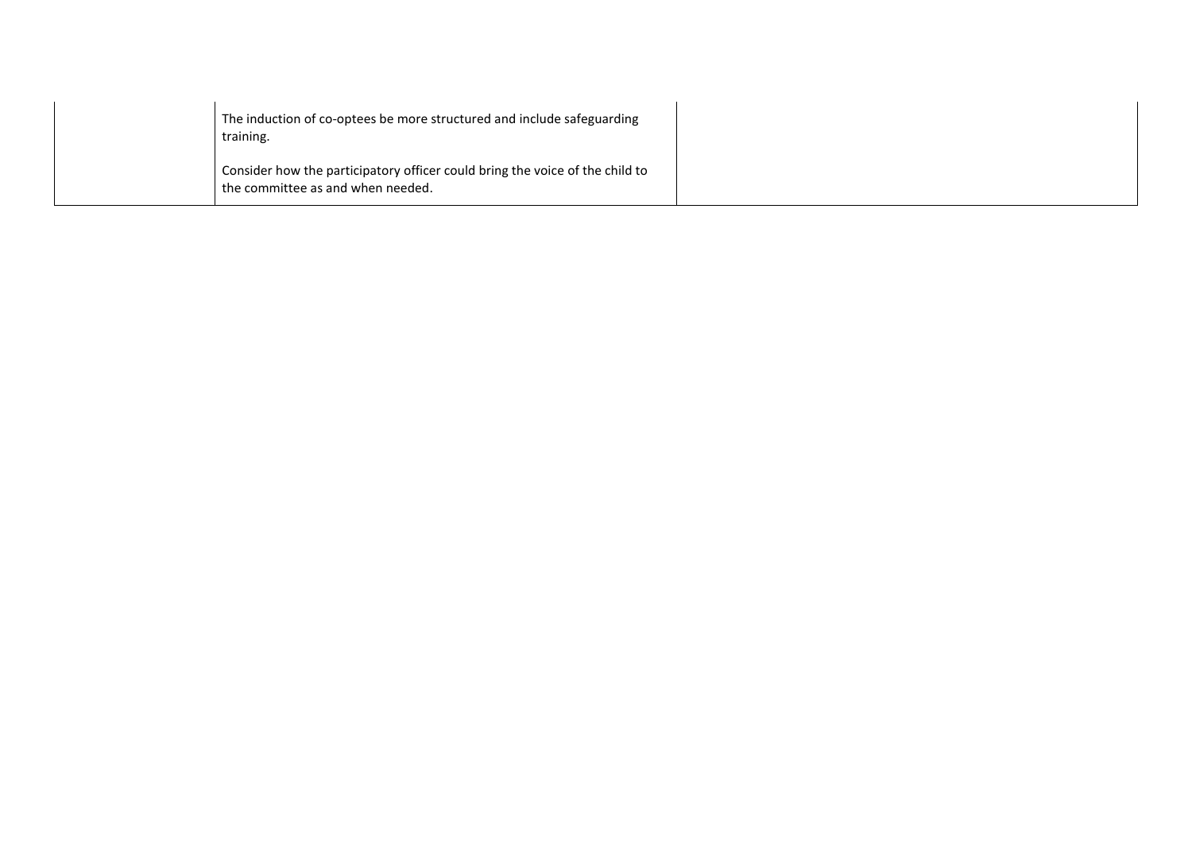| | | |
|---|---|---|
| | The induction of co-optees be more structured and include safeguarding training.<br><br>Consider how the participatory officer could bring the voice of the child to the committee as and when needed. | |